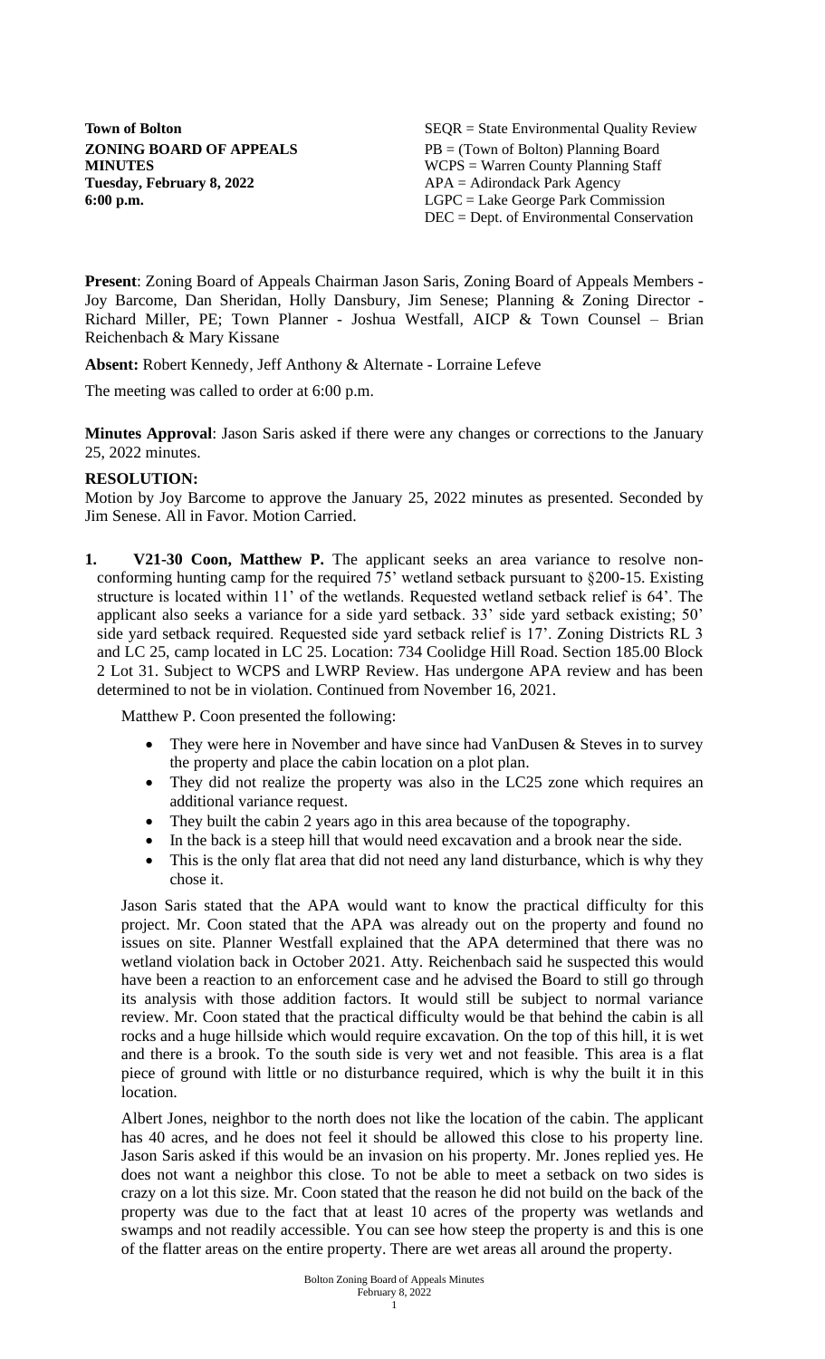**Town of Bolton**
**ZONING BOARD OF APPEALS**
**MINUTES**
**Tuesday, February 8, 2022**
**6:00 p.m.**

SEQR = State Environmental Quality Review
PB = (Town of Bolton) Planning Board
WCPS = Warren County Planning Staff
APA = Adirondack Park Agency
LGPC = Lake George Park Commission
DEC = Dept. of Environmental Conservation

**Present**: Zoning Board of Appeals Chairman Jason Saris, Zoning Board of Appeals Members - Joy Barcome, Dan Sheridan, Holly Dansbury, Jim Senese; Planning & Zoning Director - Richard Miller, PE; Town Planner - Joshua Westfall, AICP & Town Counsel – Brian Reichenbach & Mary Kissane

**Absent:** Robert Kennedy, Jeff Anthony & Alternate - Lorraine Lefeve

The meeting was called to order at 6:00 p.m.

**Minutes Approval**: Jason Saris asked if there were any changes or corrections to the January 25, 2022 minutes.

**RESOLUTION:**

Motion by Joy Barcome to approve the January 25, 2022 minutes as presented. Seconded by Jim Senese. All in Favor. Motion Carried.

1. **V21-30 Coon, Matthew P.** The applicant seeks an area variance to resolve non-conforming hunting camp for the required 75' wetland setback pursuant to §200-15. Existing structure is located within 11' of the wetlands. Requested wetland setback relief is 64'. The applicant also seeks a variance for a side yard setback. 33' side yard setback existing; 50' side yard setback required. Requested side yard setback relief is 17'. Zoning Districts RL 3 and LC 25, camp located in LC 25. Location: 734 Coolidge Hill Road. Section 185.00 Block 2 Lot 31. Subject to WCPS and LWRP Review. Has undergone APA review and has been determined to not be in violation. Continued from November 16, 2021.

   Matthew P. Coon presented the following:

   - They were here in November and have since had VanDusen & Steves in to survey the property and place the cabin location on a plot plan.
   - They did not realize the property was also in the LC25 zone which requires an additional variance request.
   - They built the cabin 2 years ago in this area because of the topography.
   - In the back is a steep hill that would need excavation and a brook near the side.
   - This is the only flat area that did not need any land disturbance, which is why they chose it.

   Jason Saris stated that the APA would want to know the practical difficulty for this project. Mr. Coon stated that the APA was already out on the property and found no issues on site. Planner Westfall explained that the APA determined that there was no wetland violation back in October 2021. Atty. Reichenbach said he suspected this would have been a reaction to an enforcement case and he advised the Board to still go through its analysis with those addition factors. It would still be subject to normal variance review. Mr. Coon stated that the practical difficulty would be that behind the cabin is all rocks and a huge hillside which would require excavation. On the top of this hill, it is wet and there is a brook. To the south side is very wet and not feasible. This area is a flat piece of ground with little or no disturbance required, which is why the built it in this location.

   Albert Jones, neighbor to the north does not like the location of the cabin. The applicant has 40 acres, and he does not feel it should be allowed this close to his property line. Jason Saris asked if this would be an invasion on his property. Mr. Jones replied yes. He does not want a neighbor this close. To not be able to meet a setback on two sides is crazy on a lot this size. Mr. Coon stated that the reason he did not build on the back of the property was due to the fact that at least 10 acres of the property was wetlands and swamps and not readily accessible. You can see how steep the property is and this is one of the flatter areas on the entire property. There are wet areas all around the property.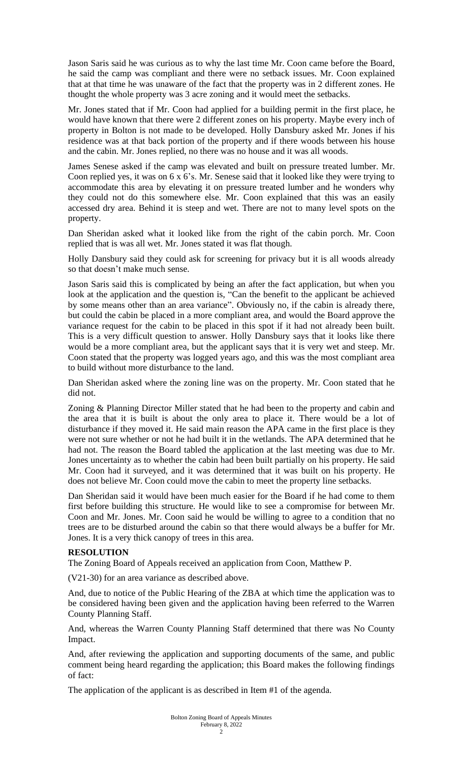Jason Saris said he was curious as to why the last time Mr. Coon came before the Board, he said the camp was compliant and there were no setback issues. Mr. Coon explained that at that time he was unaware of the fact that the property was in 2 different zones. He thought the whole property was 3 acre zoning and it would meet the setbacks.

Mr. Jones stated that if Mr. Coon had applied for a building permit in the first place, he would have known that there were 2 different zones on his property. Maybe every inch of property in Bolton is not made to be developed. Holly Dansbury asked Mr. Jones if his residence was at that back portion of the property and if there woods between his house and the cabin. Mr. Jones replied, no there was no house and it was all woods.

James Senese asked if the camp was elevated and built on pressure treated lumber. Mr. Coon replied yes, it was on 6 x 6's. Mr. Senese said that it looked like they were trying to accommodate this area by elevating it on pressure treated lumber and he wonders why they could not do this somewhere else. Mr. Coon explained that this was an easily accessed dry area. Behind it is steep and wet. There are not to many level spots on the property.

Dan Sheridan asked what it looked like from the right of the cabin porch. Mr. Coon replied that is was all wet. Mr. Jones stated it was flat though.

Holly Dansbury said they could ask for screening for privacy but it is all woods already so that doesn't make much sense.

Jason Saris said this is complicated by being an after the fact application, but when you look at the application and the question is, "Can the benefit to the applicant be achieved by some means other than an area variance". Obviously no, if the cabin is already there, but could the cabin be placed in a more compliant area, and would the Board approve the variance request for the cabin to be placed in this spot if it had not already been built. This is a very difficult question to answer. Holly Dansbury says that it looks like there would be a more compliant area, but the applicant says that it is very wet and steep. Mr. Coon stated that the property was logged years ago, and this was the most compliant area to build without more disturbance to the land.

Dan Sheridan asked where the zoning line was on the property. Mr. Coon stated that he did not.

Zoning & Planning Director Miller stated that he had been to the property and cabin and the area that it is built is about the only area to place it. There would be a lot of disturbance if they moved it. He said main reason the APA came in the first place is they were not sure whether or not he had built it in the wetlands. The APA determined that he had not. The reason the Board tabled the application at the last meeting was due to Mr. Jones uncertainty as to whether the cabin had been built partially on his property. He said Mr. Coon had it surveyed, and it was determined that it was built on his property. He does not believe Mr. Coon could move the cabin to meet the property line setbacks.

Dan Sheridan said it would have been much easier for the Board if he had come to them first before building this structure. He would like to see a compromise for between Mr. Coon and Mr. Jones. Mr. Coon said he would be willing to agree to a condition that no trees are to be disturbed around the cabin so that there would always be a buffer for Mr. Jones. It is a very thick canopy of trees in this area.

**RESOLUTION**

The Zoning Board of Appeals received an application from Coon, Matthew P.

(V21-30) for an area variance as described above.

And, due to notice of the Public Hearing of the ZBA at which time the application was to be considered having been given and the application having been referred to the Warren County Planning Staff.

And, whereas the Warren County Planning Staff determined that there was No County Impact.

And, after reviewing the application and supporting documents of the same, and public comment being heard regarding the application; this Board makes the following findings of fact:

The application of the applicant is as described in Item #1 of the agenda.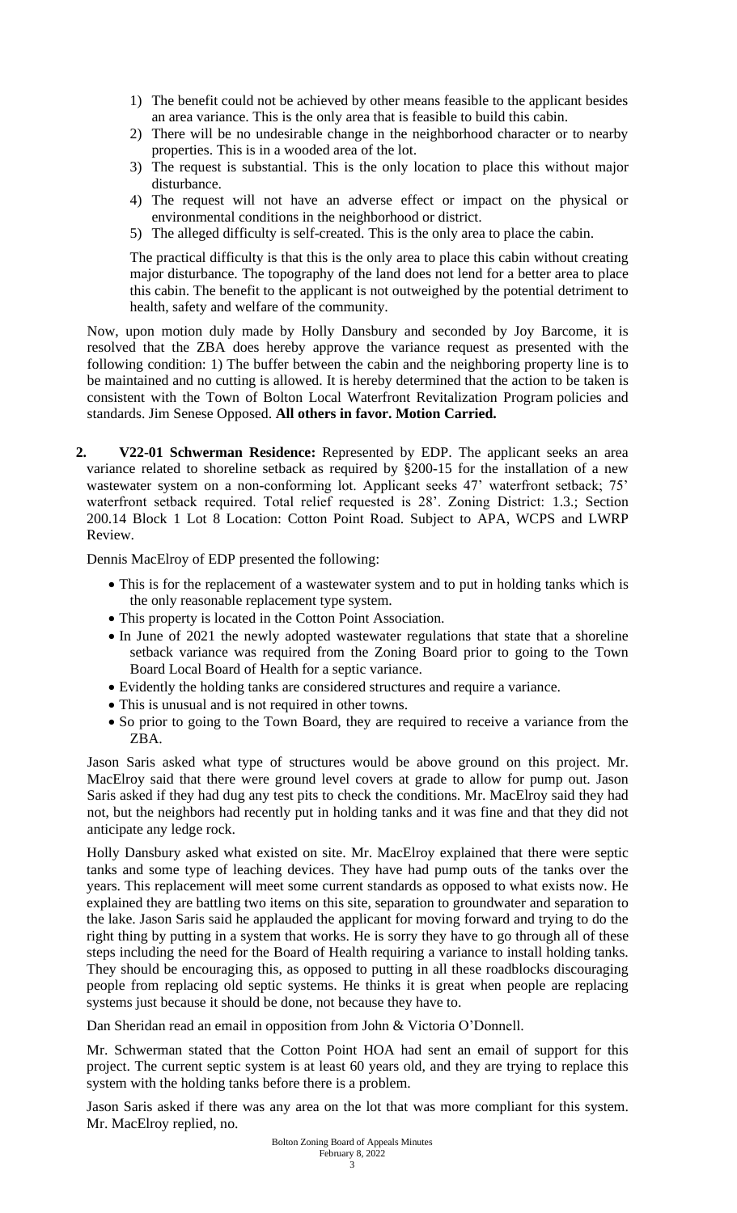1) The benefit could not be achieved by other means feasible to the applicant besides an area variance. This is the only area that is feasible to build this cabin.
2) There will be no undesirable change in the neighborhood character or to nearby properties. This is in a wooded area of the lot.
3) The request is substantial. This is the only location to place this without major disturbance.
4) The request will not have an adverse effect or impact on the physical or environmental conditions in the neighborhood or district.
5) The alleged difficulty is self-created. This is the only area to place the cabin.

The practical difficulty is that this is the only area to place this cabin without creating major disturbance. The topography of the land does not lend for a better area to place this cabin. The benefit to the applicant is not outweighed by the potential detriment to health, safety and welfare of the community.

Now, upon motion duly made by Holly Dansbury and seconded by Joy Barcome, it is resolved that the ZBA does hereby approve the variance request as presented with the following condition: 1) The buffer between the cabin and the neighboring property line is to be maintained and no cutting is allowed. It is hereby determined that the action to be taken is consistent with the Town of Bolton Local Waterfront Revitalization Program policies and standards. Jim Senese Opposed. **All others in favor. Motion Carried.**

**2. V22-01 Schwerman Residence:** Represented by EDP. The applicant seeks an area variance related to shoreline setback as required by §200-15 for the installation of a new wastewater system on a non-conforming lot. Applicant seeks 47' waterfront setback; 75' waterfront setback required. Total relief requested is 28'. Zoning District: 1.3.; Section 200.14 Block 1 Lot 8 Location: Cotton Point Road. Subject to APA, WCPS and LWRP Review.

Dennis MacElroy of EDP presented the following:

- This is for the replacement of a wastewater system and to put in holding tanks which is the only reasonable replacement type system.
- This property is located in the Cotton Point Association.
- In June of 2021 the newly adopted wastewater regulations that state that a shoreline setback variance was required from the Zoning Board prior to going to the Town Board Local Board of Health for a septic variance.
- Evidently the holding tanks are considered structures and require a variance.
- This is unusual and is not required in other towns.
- So prior to going to the Town Board, they are required to receive a variance from the ZBA.

Jason Saris asked what type of structures would be above ground on this project. Mr. MacElroy said that there were ground level covers at grade to allow for pump out. Jason Saris asked if they had dug any test pits to check the conditions. Mr. MacElroy said they had not, but the neighbors had recently put in holding tanks and it was fine and that they did not anticipate any ledge rock.

Holly Dansbury asked what existed on site. Mr. MacElroy explained that there were septic tanks and some type of leaching devices. They have had pump outs of the tanks over the years. This replacement will meet some current standards as opposed to what exists now. He explained they are battling two items on this site, separation to groundwater and separation to the lake. Jason Saris said he applauded the applicant for moving forward and trying to do the right thing by putting in a system that works. He is sorry they have to go through all of these steps including the need for the Board of Health requiring a variance to install holding tanks. They should be encouraging this, as opposed to putting in all these roadblocks discouraging people from replacing old septic systems. He thinks it is great when people are replacing systems just because it should be done, not because they have to.

Dan Sheridan read an email in opposition from John & Victoria O'Donnell.

Mr. Schwerman stated that the Cotton Point HOA had sent an email of support for this project. The current septic system is at least 60 years old, and they are trying to replace this system with the holding tanks before there is a problem.

Jason Saris asked if there was any area on the lot that was more compliant for this system. Mr. MacElroy replied, no.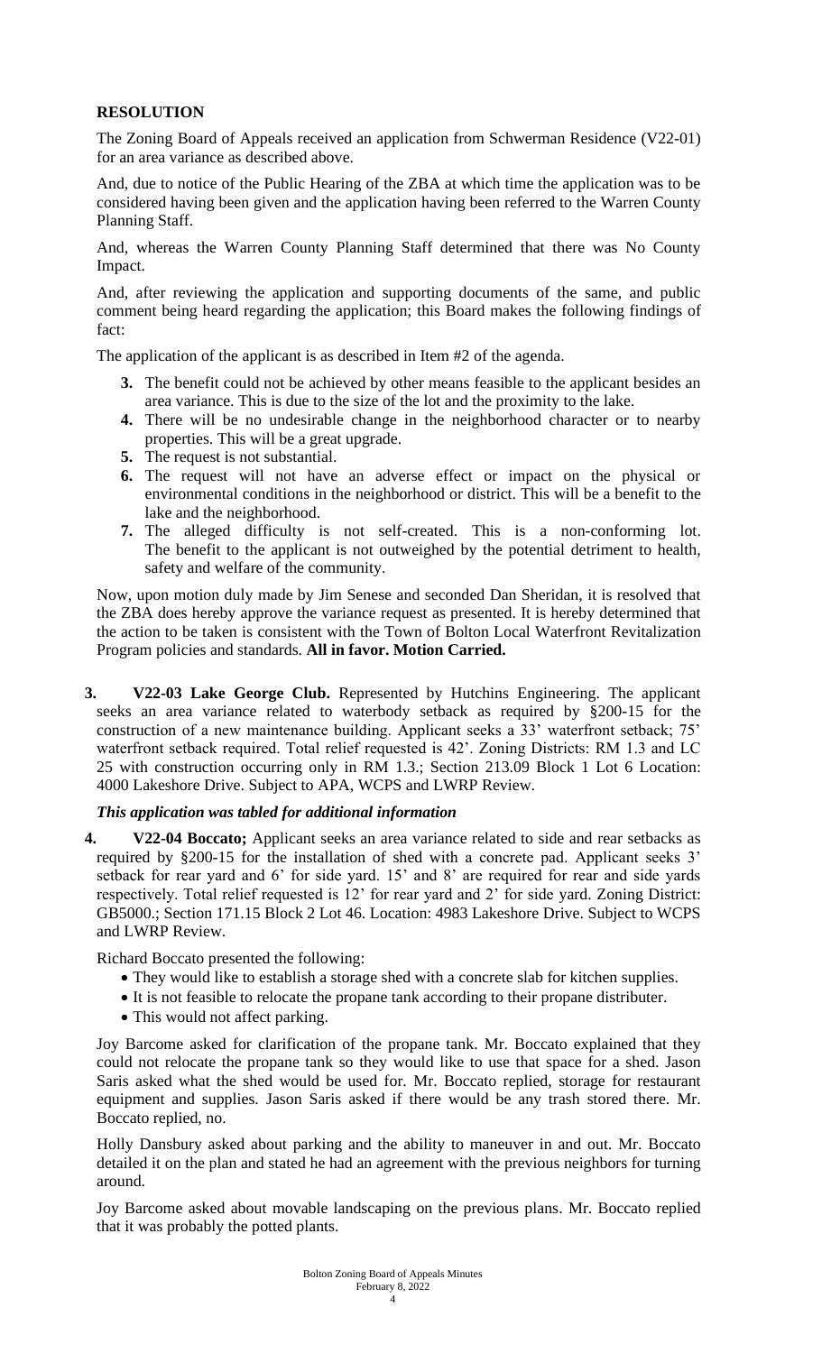**RESOLUTION**

The Zoning Board of Appeals received an application from Schwerman Residence (V22-01) for an area variance as described above.

And, due to notice of the Public Hearing of the ZBA at which time the application was to be considered having been given and the application having been referred to the Warren County Planning Staff.

And, whereas the Warren County Planning Staff determined that there was No County Impact.

And, after reviewing the application and supporting documents of the same, and public comment being heard regarding the application; this Board makes the following findings of fact:

The application of the applicant is as described in Item #2 of the agenda.

3. The benefit could not be achieved by other means feasible to the applicant besides an area variance. This is due to the size of the lot and the proximity to the lake.
4. There will be no undesirable change in the neighborhood character or to nearby properties. This will be a great upgrade.
5. The request is not substantial.
6. The request will not have an adverse effect or impact on the physical or environmental conditions in the neighborhood or district. This will be a benefit to the lake and the neighborhood.
7. The alleged difficulty is not self-created. This is a non-conforming lot. The benefit to the applicant is not outweighed by the potential detriment to health, safety and welfare of the community.

Now, upon motion duly made by Jim Senese and seconded Dan Sheridan, it is resolved that the ZBA does hereby approve the variance request as presented. It is hereby determined that the action to be taken is consistent with the Town of Bolton Local Waterfront Revitalization Program policies and standards. **All in favor. Motion Carried.**

3. **V22-03 Lake George Club.** Represented by Hutchins Engineering. The applicant seeks an area variance related to waterbody setback as required by §200-15 for the construction of a new maintenance building. Applicant seeks a 33' waterfront setback; 75' waterfront setback required. Total relief requested is 42'. Zoning Districts: RM 1.3 and LC 25 with construction occurring only in RM 1.3.; Section 213.09 Block 1 Lot 6 Location: 4000 Lakeshore Drive. Subject to APA, WCPS and LWRP Review.

   ***This application was tabled for additional information***

4. **V22-04 Boccato;** Applicant seeks an area variance related to side and rear setbacks as required by §200-15 for the installation of shed with a concrete pad. Applicant seeks 3' setback for rear yard and 6' for side yard. 15' and 8' are required for rear and side yards respectively. Total relief requested is 12' for rear yard and 2' for side yard. Zoning District: GB5000.; Section 171.15 Block 2 Lot 46. Location: 4983 Lakeshore Drive. Subject to WCPS and LWRP Review.

   Richard Boccato presented the following:

   - They would like to establish a storage shed with a concrete slab for kitchen supplies.
   - It is not feasible to relocate the propane tank according to their propane distributer.
   - This would not affect parking.

   Joy Barcome asked for clarification of the propane tank. Mr. Boccato explained that they could not relocate the propane tank so they would like to use that space for a shed. Jason Saris asked what the shed would be used for. Mr. Boccato replied, storage for restaurant equipment and supplies. Jason Saris asked if there would be any trash stored there. Mr. Boccato replied, no.

   Holly Dansbury asked about parking and the ability to maneuver in and out. Mr. Boccato detailed it on the plan and stated he had an agreement with the previous neighbors for turning around.

   Joy Barcome asked about movable landscaping on the previous plans. Mr. Boccato replied that it was probably the potted plants.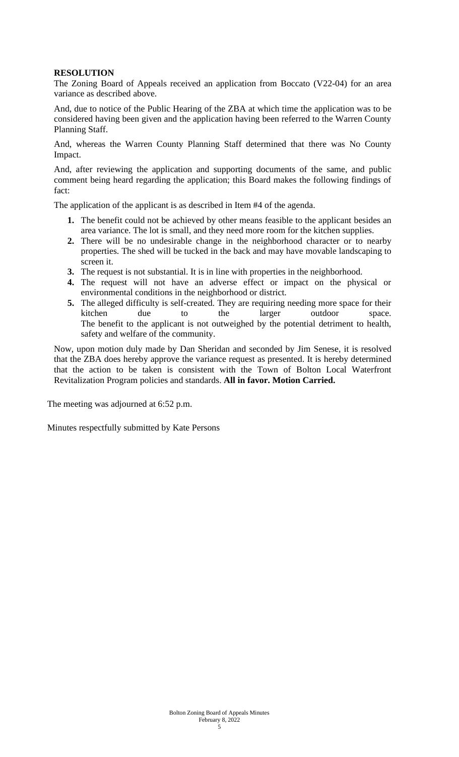**RESOLUTION**

The Zoning Board of Appeals received an application from Boccato (V22-04) for an area variance as described above.

And, due to notice of the Public Hearing of the ZBA at which time the application was to be considered having been given and the application having been referred to the Warren County Planning Staff.

And, whereas the Warren County Planning Staff determined that there was No County Impact.

And, after reviewing the application and supporting documents of the same, and public comment being heard regarding the application; this Board makes the following findings of fact:

The application of the applicant is as described in Item #4 of the agenda.

1. The benefit could not be achieved by other means feasible to the applicant besides an area variance. The lot is small, and they need more room for the kitchen supplies.
2. There will be no undesirable change in the neighborhood character or to nearby properties. The shed will be tucked in the back and may have movable landscaping to screen it.
3. The request is not substantial. It is in line with properties in the neighborhood.
4. The request will not have an adverse effect or impact on the physical or environmental conditions in the neighborhood or district.
5. The alleged difficulty is self-created. They are requiring needing more space for their kitchen due to the larger outdoor space.
   The benefit to the applicant is not outweighed by the potential detriment to health, safety and welfare of the community.

Now, upon motion duly made by Dan Sheridan and seconded by Jim Senese, it is resolved that the ZBA does hereby approve the variance request as presented. It is hereby determined that the action to be taken is consistent with the Town of Bolton Local Waterfront Revitalization Program policies and standards. **All in favor. Motion Carried.**

The meeting was adjourned at 6:52 p.m.

Minutes respectfully submitted by Kate Persons